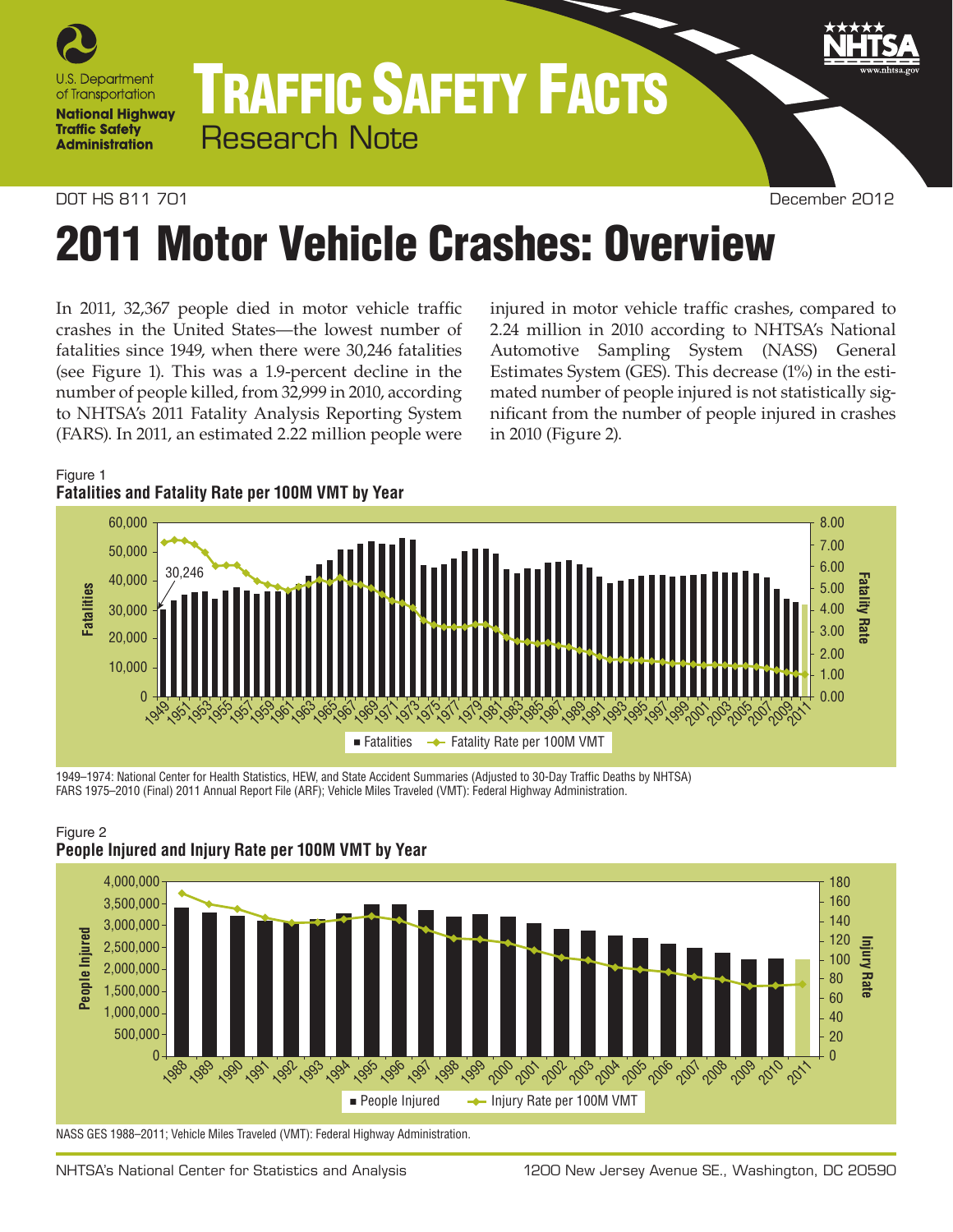U.S. Department of Transportation
**National Highway Traffic Safety Administration**

# TRAFFIC SAFETY FACTS

Research Note

DOT HS 811 701 — December 2012

# 2011 Motor Vehicle Crashes: Overview

In 2011, 32,367 people died in motor vehicle traffic crashes in the United States—the lowest number of fatalities since 1949, when there were 30,246 fatalities (see Figure 1). This was a 1.9-percent decline in the number of people killed, from 32,999 in 2010, according to NHTSA's 2011 Fatality Analysis Reporting System (FARS). In 2011, an estimated 2.22 million people were injured in motor vehicle traffic crashes, compared to 2.24 million in 2010 according to NHTSA's National Automotive Sampling System (NASS) General Estimates System (GES). This decrease (1%) in the estimated number of people injured is not statistically significant from the number of people injured in crashes in 2010 (Figure 2).

Figure 1
**Fatalities and Fatality Rate per 100M VMT by Year**

1949–1974: National Center for Health Statistics, HEW, and State Accident Summaries (Adjusted to 30-Day Traffic Deaths by NHTSA)
FARS 1975–2010 (Final) 2011 Annual Report File (ARF); Vehicle Miles Traveled (VMT): Federal Highway Administration.

Figure 2
**People Injured and Injury Rate per 100M VMT by Year**

NASS GES 1988–2011; Vehicle Miles Traveled (VMT): Federal Highway Administration.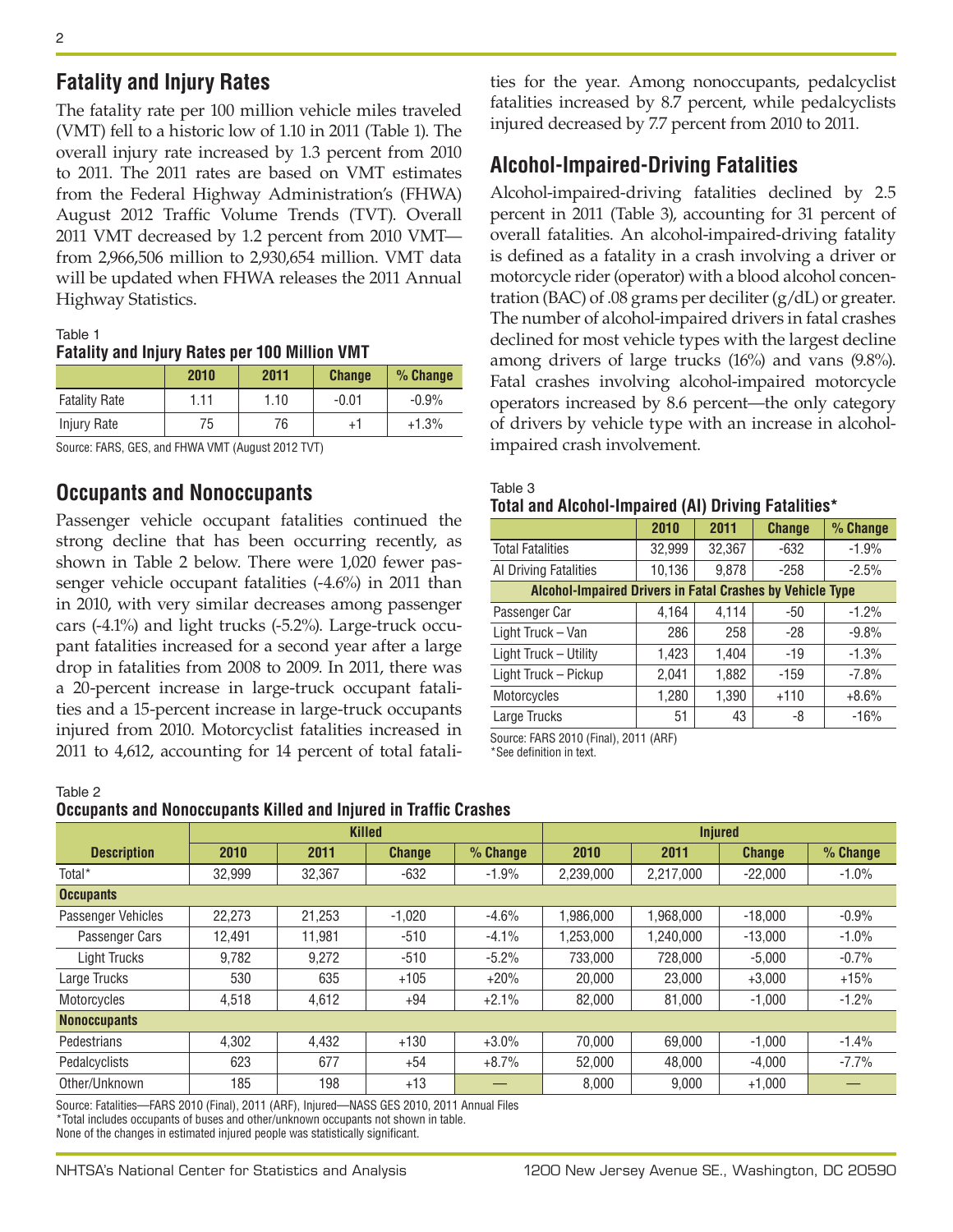## Fatality and Injury Rates

The fatality rate per 100 million vehicle miles traveled (VMT) fell to a historic low of 1.10 in 2011 (Table 1). The overall injury rate increased by 1.3 percent from 2010 to 2011. The 2011 rates are based on VMT estimates from the Federal Highway Administration's (FHWA) August 2012 Traffic Volume Trends (TVT). Overall 2011 VMT decreased by 1.2 percent from 2010 VMT—from 2,966,506 million to 2,930,654 million. VMT data will be updated when FHWA releases the 2011 Annual Highway Statistics.

Table 1
**Fatality and Injury Rates per 100 Million VMT**

| | 2010 | 2011 | Change | % Change |
|---|---|---|---|---|
| Fatality Rate | 1.11 | 1.10 | -0.01 | -0.9% |
| Injury Rate | 75 | 76 | +1 | +1.3% |

Source: FARS, GES, and FHWA VMT (August 2012 TVT)

## Occupants and Nonoccupants

Passenger vehicle occupant fatalities continued the strong decline that has been occurring recently, as shown in Table 2 below. There were 1,020 fewer passenger vehicle occupant fatalities (-4.6%) in 2011 than in 2010, with very similar decreases among passenger cars (-4.1%) and light trucks (-5.2%). Large-truck occupant fatalities increased for a second year after a large drop in fatalities from 2008 to 2009. In 2011, there was a 20-percent increase in large-truck occupant fatalities and a 15-percent increase in large-truck occupants injured from 2010. Motorcyclist fatalities increased in 2011 to 4,612, accounting for 14 percent of total fatalities for the year. Among nonoccupants, pedalcyclist fatalities increased by 8.7 percent, while pedalcyclists injured decreased by 7.7 percent from 2010 to 2011.

## Alcohol-Impaired-Driving Fatalities

Alcohol-impaired-driving fatalities declined by 2.5 percent in 2011 (Table 3), accounting for 31 percent of overall fatalities. An alcohol-impaired-driving fatality is defined as a fatality in a crash involving a driver or motorcycle rider (operator) with a blood alcohol concentration (BAC) of .08 grams per deciliter (g/dL) or greater. The number of alcohol-impaired drivers in fatal crashes declined for most vehicle types with the largest decline among drivers of large trucks (16%) and vans (9.8%). Fatal crashes involving alcohol-impaired motorcycle operators increased by 8.6 percent—the only category of drivers by vehicle type with an increase in alcohol-impaired crash involvement.

Table 3
**Total and Alcohol-Impaired (AI) Driving Fatalities***

| | 2010 | 2011 | Change | % Change |
|---|---|---|---|---|
| Total Fatalities | 32,999 | 32,367 | -632 | -1.9% |
| AI Driving Fatalities | 10,136 | 9,878 | -258 | -2.5% |
| **Alcohol-Impaired Drivers in Fatal Crashes by Vehicle Type** | | | | |
| Passenger Car | 4,164 | 4,114 | -50 | -1.2% |
| Light Truck – Van | 286 | 258 | -28 | -9.8% |
| Light Truck – Utility | 1,423 | 1,404 | -19 | -1.3% |
| Light Truck – Pickup | 2,041 | 1,882 | -159 | -7.8% |
| Motorcycles | 1,280 | 1,390 | +110 | +8.6% |
| Large Trucks | 51 | 43 | -8 | -16% |

Source: FARS 2010 (Final), 2011 (ARF)
*See definition in text.

Table 2
**Occupants and Nonoccupants Killed and Injured in Traffic Crashes**

| | Killed | | | | Injured | | | |
|---|---|---|---|---|---|---|---|---|
| **Description** | 2010 | 2011 | Change | % Change | 2010 | 2011 | Change | % Change |
| Total* | 32,999 | 32,367 | -632 | -1.9% | 2,239,000 | 2,217,000 | -22,000 | -1.0% |
| **Occupants** | | | | | | | | |
| Passenger Vehicles | 22,273 | 21,253 | -1,020 | -4.6% | 1,986,000 | 1,968,000 | -18,000 | -0.9% |
| Passenger Cars | 12,491 | 11,981 | -510 | -4.1% | 1,253,000 | 1,240,000 | -13,000 | -1.0% |
| Light Trucks | 9,782 | 9,272 | -510 | -5.2% | 733,000 | 728,000 | -5,000 | -0.7% |
| Large Trucks | 530 | 635 | +105 | +20% | 20,000 | 23,000 | +3,000 | +15% |
| Motorcycles | 4,518 | 4,612 | +94 | +2.1% | 82,000 | 81,000 | -1,000 | -1.2% |
| **Nonoccupants** | | | | | | | | |
| Pedestrians | 4,302 | 4,432 | +130 | +3.0% | 70,000 | 69,000 | -1,000 | -1.4% |
| Pedalcyclists | 623 | 677 | +54 | +8.7% | 52,000 | 48,000 | -4,000 | -7.7% |
| Other/Unknown | 185 | 198 | +13 | — | 8,000 | 9,000 | +1,000 | — |

Source: Fatalities—FARS 2010 (Final), 2011 (ARF), Injured—NASS GES 2010, 2011 Annual Files
*Total includes occupants of buses and other/unknown occupants not shown in table.
None of the changes in estimated injured people was statistically significant.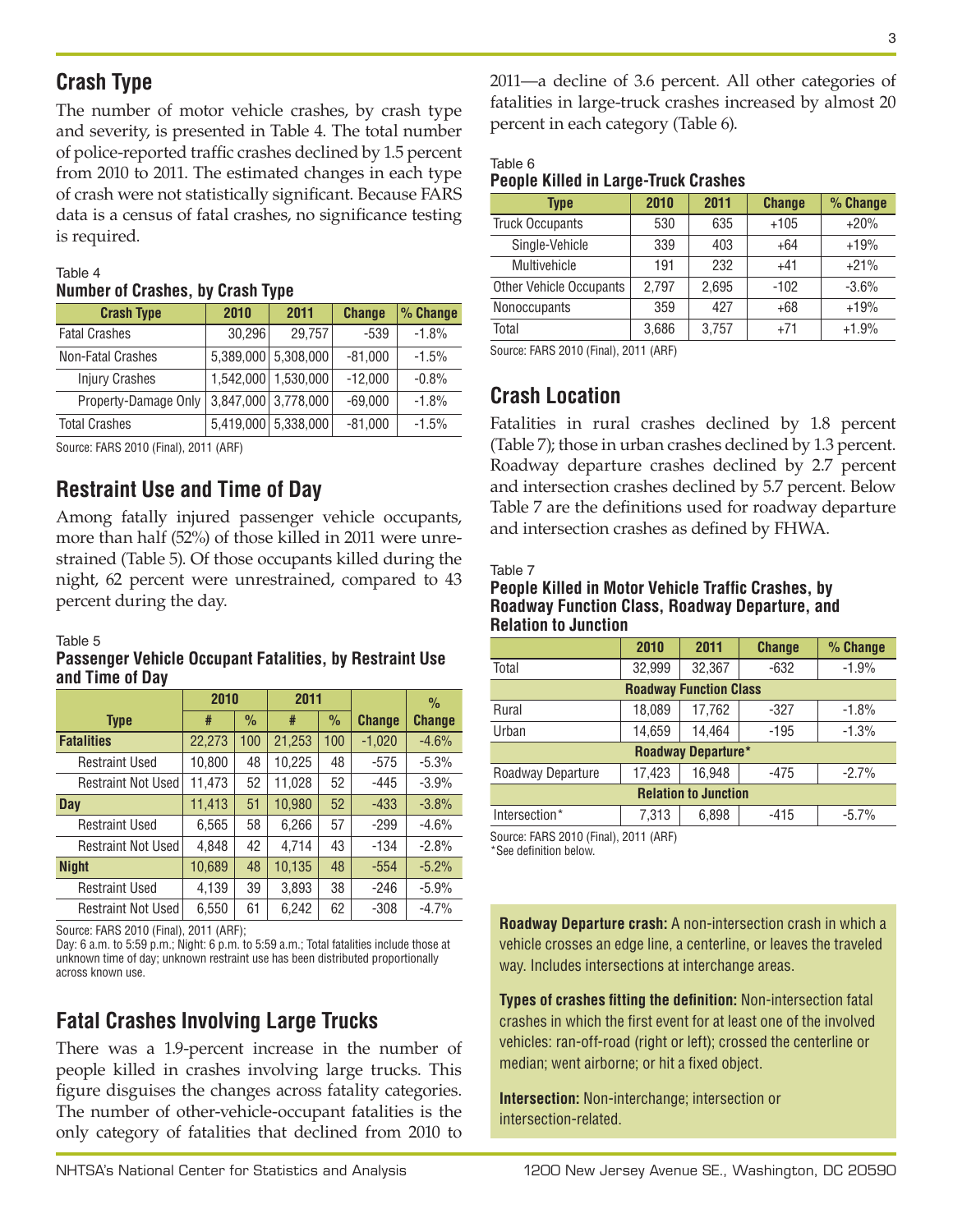## Crash Type

The number of motor vehicle crashes, by crash type and severity, is presented in Table 4. The total number of police-reported traffic crashes declined by 1.5 percent from 2010 to 2011. The estimated changes in each type of crash were not statistically significant. Because FARS data is a census of fatal crashes, no significance testing is required.

Table 4
**Number of Crashes, by Crash Type**

| Crash Type | 2010 | 2011 | Change | % Change |
|---|---|---|---|---|
| Fatal Crashes | 30,296 | 29,757 | -539 | -1.8% |
| Non-Fatal Crashes | 5,389,000 | 5,308,000 | -81,000 | -1.5% |
| Injury Crashes | 1,542,000 | 1,530,000 | -12,000 | -0.8% |
| Property-Damage Only | 3,847,000 | 3,778,000 | -69,000 | -1.8% |
| Total Crashes | 5,419,000 | 5,338,000 | -81,000 | -1.5% |

Source: FARS 2010 (Final), 2011 (ARF)

## Restraint Use and Time of Day

Among fatally injured passenger vehicle occupants, more than half (52%) of those killed in 2011 were unrestrained (Table 5). Of those occupants killed during the night, 62 percent were unrestrained, compared to 43 percent during the day.

Table 5
**Passenger Vehicle Occupant Fatalities, by Restraint Use and Time of Day**

| | 2010 | | 2011 | | | % |
|---|---|---|---|---|---|---|
| **Type** | # | % | # | % | Change | Change |
| **Fatalities** | 22,273 | 100 | 21,253 | 100 | -1,020 | -4.6% |
| Restraint Used | 10,800 | 48 | 10,225 | 48 | -575 | -5.3% |
| Restraint Not Used | 11,473 | 52 | 11,028 | 52 | -445 | -3.9% |
| **Day** | 11,413 | 51 | 10,980 | 52 | -433 | -3.8% |
| Restraint Used | 6,565 | 58 | 6,266 | 57 | -299 | -4.6% |
| Restraint Not Used | 4,848 | 42 | 4,714 | 43 | -134 | -2.8% |
| **Night** | 10,689 | 48 | 10,135 | 48 | -554 | -5.2% |
| Restraint Used | 4,139 | 39 | 3,893 | 38 | -246 | -5.9% |
| Restraint Not Used | 6,550 | 61 | 6,242 | 62 | -308 | -4.7% |

Source: FARS 2010 (Final), 2011 (ARF);
Day: 6 a.m. to 5:59 p.m.; Night: 6 p.m. to 5:59 a.m.; Total fatalities include those at unknown time of day; unknown restraint use has been distributed proportionally across known use.

## Fatal Crashes Involving Large Trucks

There was a 1.9-percent increase in the number of people killed in crashes involving large trucks. This figure disguises the changes across fatality categories. The number of other-vehicle-occupant fatalities is the only category of fatalities that declined from 2010 to 2011—a decline of 3.6 percent. All other categories of fatalities in large-truck crashes increased by almost 20 percent in each category (Table 6).

Table 6
**People Killed in Large-Truck Crashes**

| Type | 2010 | 2011 | Change | % Change |
|---|---|---|---|---|
| Truck Occupants | 530 | 635 | +105 | +20% |
| Single-Vehicle | 339 | 403 | +64 | +19% |
| Multivehicle | 191 | 232 | +41 | +21% |
| Other Vehicle Occupants | 2,797 | 2,695 | -102 | -3.6% |
| Nonoccupants | 359 | 427 | +68 | +19% |
| Total | 3,686 | 3,757 | +71 | +1.9% |

Source: FARS 2010 (Final), 2011 (ARF)

## Crash Location

Fatalities in rural crashes declined by 1.8 percent (Table 7); those in urban crashes declined by 1.3 percent. Roadway departure crashes declined by 2.7 percent and intersection crashes declined by 5.7 percent. Below Table 7 are the definitions used for roadway departure and intersection crashes as defined by FHWA.

Table 7
**People Killed in Motor Vehicle Traffic Crashes, by Roadway Function Class, Roadway Departure, and Relation to Junction**

| | 2010 | 2011 | Change | % Change |
|---|---|---|---|---|
| Total | 32,999 | 32,367 | -632 | -1.9% |
| **Roadway Function Class** | | | | |
| Rural | 18,089 | 17,762 | -327 | -1.8% |
| Urban | 14,659 | 14,464 | -195 | -1.3% |
| **Roadway Departure*** | | | | |
| Roadway Departure | 17,423 | 16,948 | -475 | -2.7% |
| **Relation to Junction** | | | | |
| Intersection* | 7,313 | 6,898 | -415 | -5.7% |

Source: FARS 2010 (Final), 2011 (ARF)
*See definition below.

**Roadway Departure crash:** A non-intersection crash in which a vehicle crosses an edge line, a centerline, or leaves the traveled way. Includes intersections at interchange areas.

**Types of crashes fitting the definition:** Non-intersection fatal crashes in which the first event for at least one of the involved vehicles: ran-off-road (right or left); crossed the centerline or median; went airborne; or hit a fixed object.

**Intersection:** Non-interchange; intersection or intersection-related.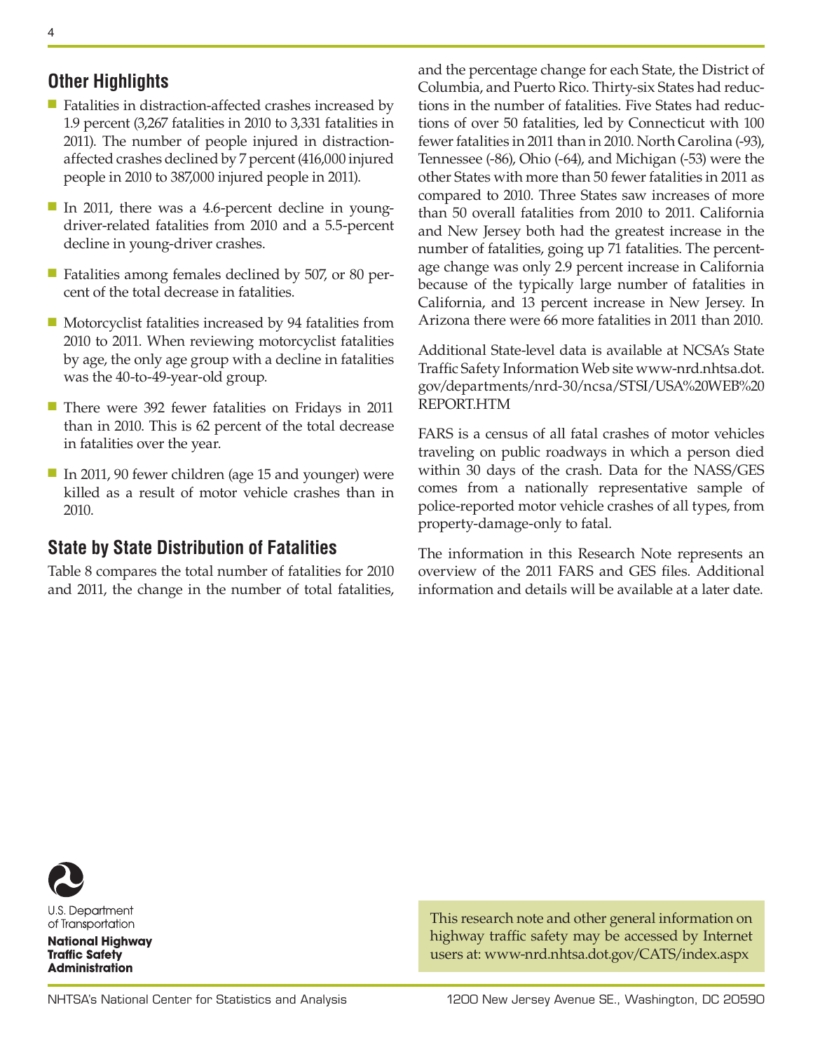## Other Highlights

- Fatalities in distraction-affected crashes increased by 1.9 percent (3,267 fatalities in 2010 to 3,331 fatalities in 2011). The number of people injured in distraction-affected crashes declined by 7 percent (416,000 injured people in 2010 to 387,000 injured people in 2011).
- In 2011, there was a 4.6-percent decline in young-driver-related fatalities from 2010 and a 5.5-percent decline in young-driver crashes.
- Fatalities among females declined by 507, or 80 percent of the total decrease in fatalities.
- Motorcyclist fatalities increased by 94 fatalities from 2010 to 2011. When reviewing motorcyclist fatalities by age, the only age group with a decline in fatalities was the 40-to-49-year-old group.
- There were 392 fewer fatalities on Fridays in 2011 than in 2010. This is 62 percent of the total decrease in fatalities over the year.
- In 2011, 90 fewer children (age 15 and younger) were killed as a result of motor vehicle crashes than in 2010.

## State by State Distribution of Fatalities

Table 8 compares the total number of fatalities for 2010 and 2011, the change in the number of total fatalities, and the percentage change for each State, the District of Columbia, and Puerto Rico. Thirty-six States had reductions in the number of fatalities. Five States had reductions of over 50 fatalities, led by Connecticut with 100 fewer fatalities in 2011 than in 2010. North Carolina (-93), Tennessee (-86), Ohio (-64), and Michigan (-53) were the other States with more than 50 fewer fatalities in 2011 as compared to 2010. Three States saw increases of more than 50 overall fatalities from 2010 to 2011. California and New Jersey both had the greatest increase in the number of fatalities, going up 71 fatalities. The percentage change was only 2.9 percent increase in California because of the typically large number of fatalities in California, and 13 percent increase in New Jersey. In Arizona there were 66 more fatalities in 2011 than 2010.

Additional State-level data is available at NCSA's State Traffic Safety Information Web site www-nrd.nhtsa.dot.gov/departments/nrd-30/ncsa/STSI/USA%20WEB%20REPORT.HTM

FARS is a census of all fatal crashes of motor vehicles traveling on public roadways in which a person died within 30 days of the crash. Data for the NASS/GES comes from a nationally representative sample of police-reported motor vehicle crashes of all types, from property-damage-only to fatal.

The information in this Research Note represents an overview of the 2011 FARS and GES files. Additional information and details will be available at a later date.

U.S. Department of Transportation

**National Highway Traffic Safety Administration**

This research note and other general information on highway traffic safety may be accessed by Internet users at: www-nrd.nhtsa.dot.gov/CATS/index.aspx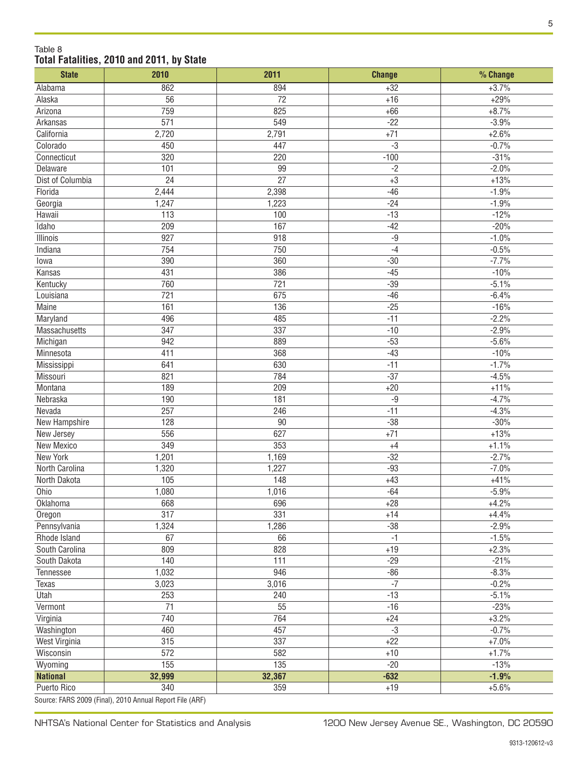Table 8
**Total Fatalities, 2010 and 2011, by State**

| State | 2010 | 2011 | Change | % Change |
|---|---|---|---|---|
| Alabama | 862 | 894 | +32 | +3.7% |
| Alaska | 56 | 72 | +16 | +29% |
| Arizona | 759 | 825 | +66 | +8.7% |
| Arkansas | 571 | 549 | -22 | -3.9% |
| California | 2,720 | 2,791 | +71 | +2.6% |
| Colorado | 450 | 447 | -3 | -0.7% |
| Connecticut | 320 | 220 | -100 | -31% |
| Delaware | 101 | 99 | -2 | -2.0% |
| Dist of Columbia | 24 | 27 | +3 | +13% |
| Florida | 2,444 | 2,398 | -46 | -1.9% |
| Georgia | 1,247 | 1,223 | -24 | -1.9% |
| Hawaii | 113 | 100 | -13 | -12% |
| Idaho | 209 | 167 | -42 | -20% |
| Illinois | 927 | 918 | -9 | -1.0% |
| Indiana | 754 | 750 | -4 | -0.5% |
| Iowa | 390 | 360 | -30 | -7.7% |
| Kansas | 431 | 386 | -45 | -10% |
| Kentucky | 760 | 721 | -39 | -5.1% |
| Louisiana | 721 | 675 | -46 | -6.4% |
| Maine | 161 | 136 | -25 | -16% |
| Maryland | 496 | 485 | -11 | -2.2% |
| Massachusetts | 347 | 337 | -10 | -2.9% |
| Michigan | 942 | 889 | -53 | -5.6% |
| Minnesota | 411 | 368 | -43 | -10% |
| Mississippi | 641 | 630 | -11 | -1.7% |
| Missouri | 821 | 784 | -37 | -4.5% |
| Montana | 189 | 209 | +20 | +11% |
| Nebraska | 190 | 181 | -9 | -4.7% |
| Nevada | 257 | 246 | -11 | -4.3% |
| New Hampshire | 128 | 90 | -38 | -30% |
| New Jersey | 556 | 627 | +71 | +13% |
| New Mexico | 349 | 353 | +4 | +1.1% |
| New York | 1,201 | 1,169 | -32 | -2.7% |
| North Carolina | 1,320 | 1,227 | -93 | -7.0% |
| North Dakota | 105 | 148 | +43 | +41% |
| Ohio | 1,080 | 1,016 | -64 | -5.9% |
| Oklahoma | 668 | 696 | +28 | +4.2% |
| Oregon | 317 | 331 | +14 | +4.4% |
| Pennsylvania | 1,324 | 1,286 | -38 | -2.9% |
| Rhode Island | 67 | 66 | -1 | -1.5% |
| South Carolina | 809 | 828 | +19 | +2.3% |
| South Dakota | 140 | 111 | -29 | -21% |
| Tennessee | 1,032 | 946 | -86 | -8.3% |
| Texas | 3,023 | 3,016 | -7 | -0.2% |
| Utah | 253 | 240 | -13 | -5.1% |
| Vermont | 71 | 55 | -16 | -23% |
| Virginia | 740 | 764 | +24 | +3.2% |
| Washington | 460 | 457 | -3 | -0.7% |
| West Virginia | 315 | 337 | +22 | +7.0% |
| Wisconsin | 572 | 582 | +10 | +1.7% |
| Wyoming | 155 | 135 | -20 | -13% |
| **National** | **32,999** | **32,367** | **-632** | **-1.9%** |
| Puerto Rico | 340 | 359 | +19 | +5.6% |

Source: FARS 2009 (Final), 2010 Annual Report File (ARF)

NHTSA's National Center for Statistics and Analysis 1200 New Jersey Avenue SE., Washington, DC 20590

9313-120612-v3